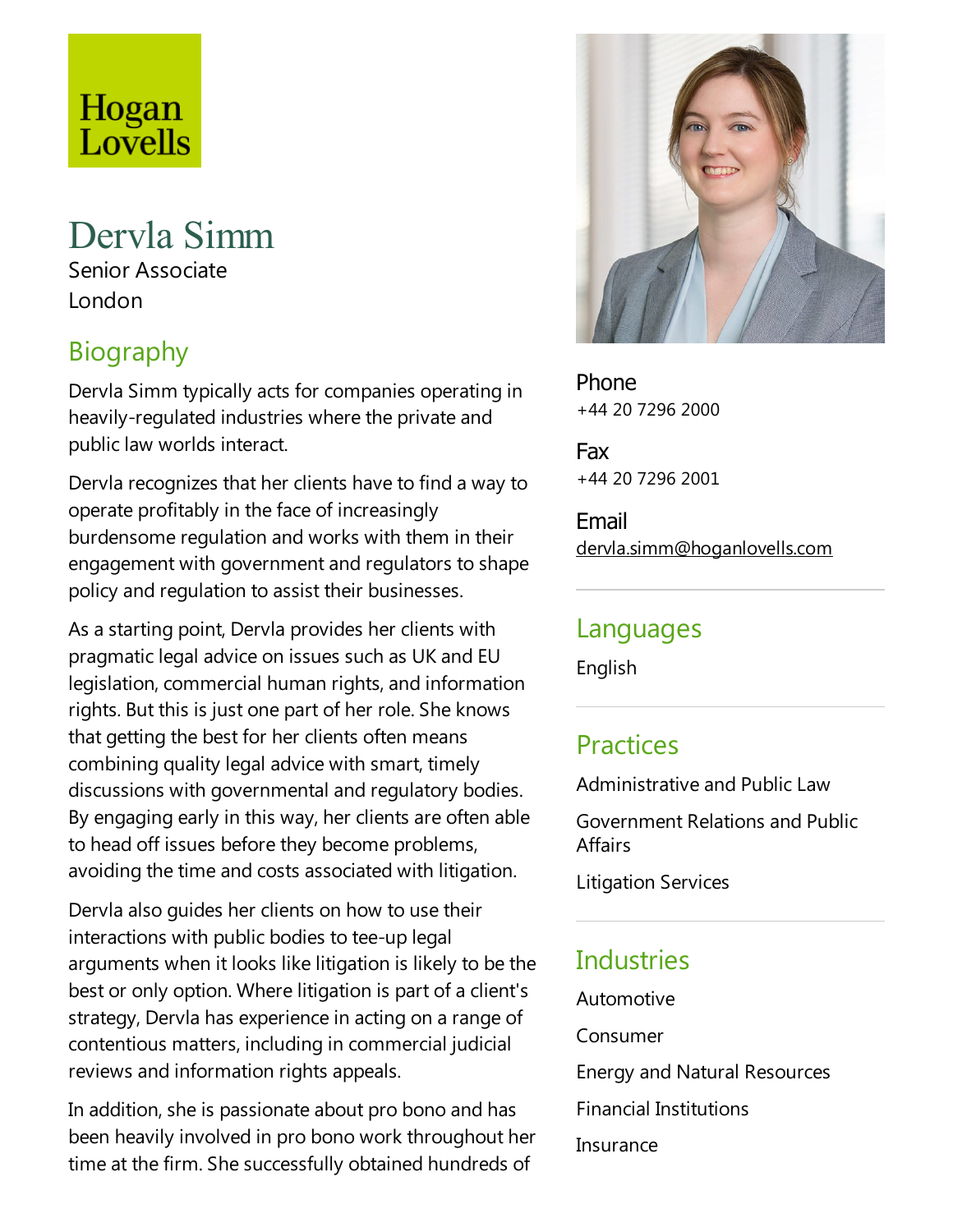Hogan Lovells

# Dervla Simm

Senior Associate

London

## Biography

Dervla Simm typically acts for companies operating in heavily-regulated industries where the private and public law worlds interact.

Dervla recognizes that her clients have to find a way to operate profitably in the face of increasingly burdensome regulation and works with them in their engagement with government and regulators to shape policy and regulation to assist their businesses.

As a starting point, Dervla provides her clients with pragmatic legal advice on issues such as UK and EU legislation, commercial human rights, and information rights. But this is just one part of her role. She knows that getting the best for her clients often means combining quality legal advice with smart, timely discussions with governmental and regulatory bodies. By engaging early in this way, her clients are often able to head off issues before they become problems, avoiding the time and costs associated with litigation.

Dervla also guides her clients on how to use their interactions with public bodies to tee-up legal arguments when it looks like litigation is likely to be the best or only option. Where litigation is part of a client's strategy, Dervla has experience in acting on a range of contentious matters, including in commercial judicial reviews and information rights appeals.

In addition, she is passionate about pro bono and has been heavily involved in pro bono work throughout her time at the firm. She successfully obtained hundreds of

**Phone**
+44 20 7296 2000

**Fax**
+44 20 7296 2001

**Email**
dervla.simm@hoganlovells.com

## Languages

English

## Practices

Administrative and Public Law

Government Relations and Public Affairs

Litigation Services

## Industries

Automotive

Consumer

Energy and Natural Resources

Financial Institutions

Insurance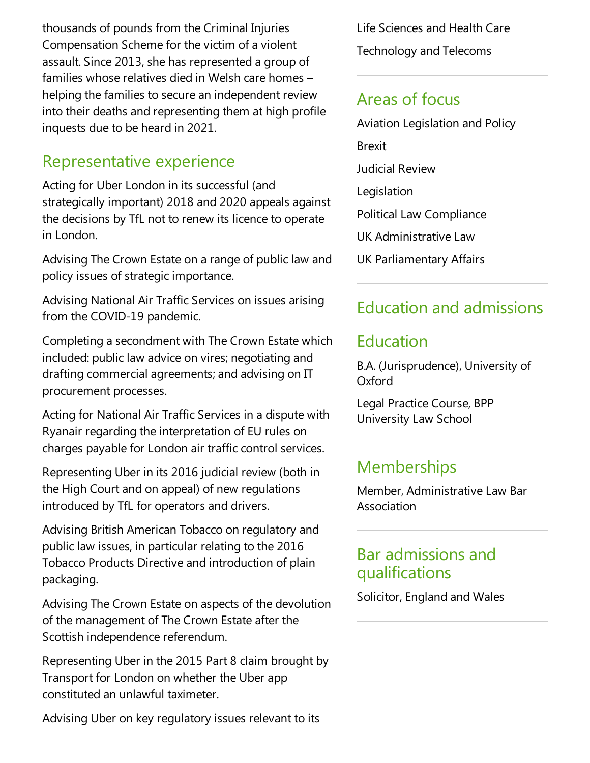thousands of pounds from the Criminal Injuries Compensation Scheme for the victim of a violent assault. Since 2013, she has represented a group of families whose relatives died in Welsh care homes – helping the families to secure an independent review into their deaths and representing them at high profile inquests due to be heard in 2021.

## Representative experience

Acting for Uber London in its successful (and strategically important) 2018 and 2020 appeals against the decisions by TfL not to renew its licence to operate in London.

Advising The Crown Estate on a range of public law and policy issues of strategic importance.

Advising National Air Traffic Services on issues arising from the COVID-19 pandemic.

Completing a secondment with The Crown Estate which included: public law advice on vires; negotiating and drafting commercial agreements; and advising on IT procurement processes.

Acting for National Air Traffic Services in a dispute with Ryanair regarding the interpretation of EU rules on charges payable for London air traffic control services.

Representing Uber in its 2016 judicial review (both in the High Court and on appeal) of new regulations introduced by TfL for operators and drivers.

Advising British American Tobacco on regulatory and public law issues, in particular relating to the 2016 Tobacco Products Directive and introduction of plain packaging.

Advising The Crown Estate on aspects of the devolution of the management of The Crown Estate after the Scottish independence referendum.

Representing Uber in the 2015 Part 8 claim brought by Transport for London on whether the Uber app constituted an unlawful taximeter.

Advising Uber on key regulatory issues relevant to its

Life Sciences and Health Care

Technology and Telecoms

## Areas of focus

Aviation Legislation and Policy

Brexit

Judicial Review

Legislation

Political Law Compliance

UK Administrative Law

UK Parliamentary Affairs

## Education and admissions

## Education

B.A. (Jurisprudence), University of Oxford

Legal Practice Course, BPP University Law School

## Memberships

Member, Administrative Law Bar Association

## Bar admissions and qualifications

Solicitor, England and Wales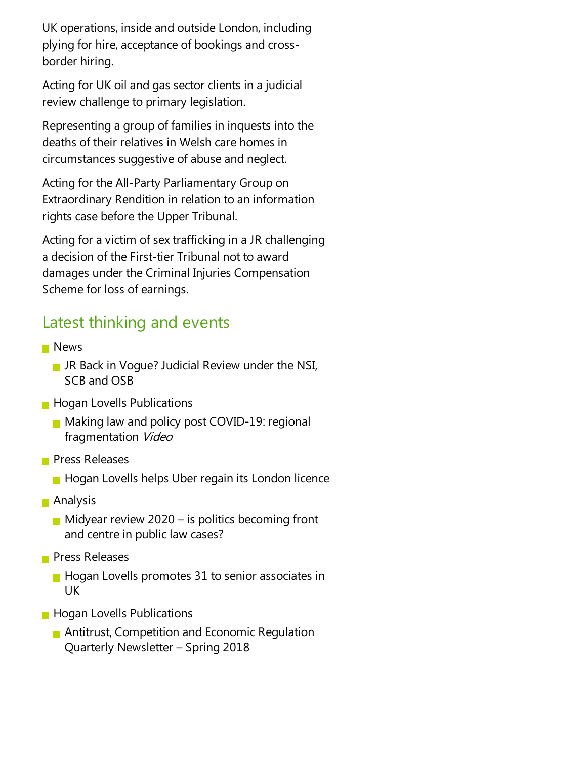UK operations, inside and outside London, including plying for hire, acceptance of bookings and cross-border hiring.

Acting for UK oil and gas sector clients in a judicial review challenge to primary legislation.

Representing a group of families in inquests into the deaths of their relatives in Welsh care homes in circumstances suggestive of abuse and neglect.

Acting for the All-Party Parliamentary Group on Extraordinary Rendition in relation to an information rights case before the Upper Tribunal.

Acting for a victim of sex trafficking in a JR challenging a decision of the First-tier Tribunal not to award damages under the Criminal Injuries Compensation Scheme for loss of earnings.

## Latest thinking and events

- News
  - JR Back in Vogue? Judicial Review under the NSI, SCB and OSB
- Hogan Lovells Publications
  - Making law and policy post COVID-19: regional fragmentation *Video*
- Press Releases
  - Hogan Lovells helps Uber regain its London licence
- Analysis
  - Midyear review 2020 – is politics becoming front and centre in public law cases?
- Press Releases
  - Hogan Lovells promotes 31 to senior associates in UK
- Hogan Lovells Publications
  - Antitrust, Competition and Economic Regulation Quarterly Newsletter – Spring 2018